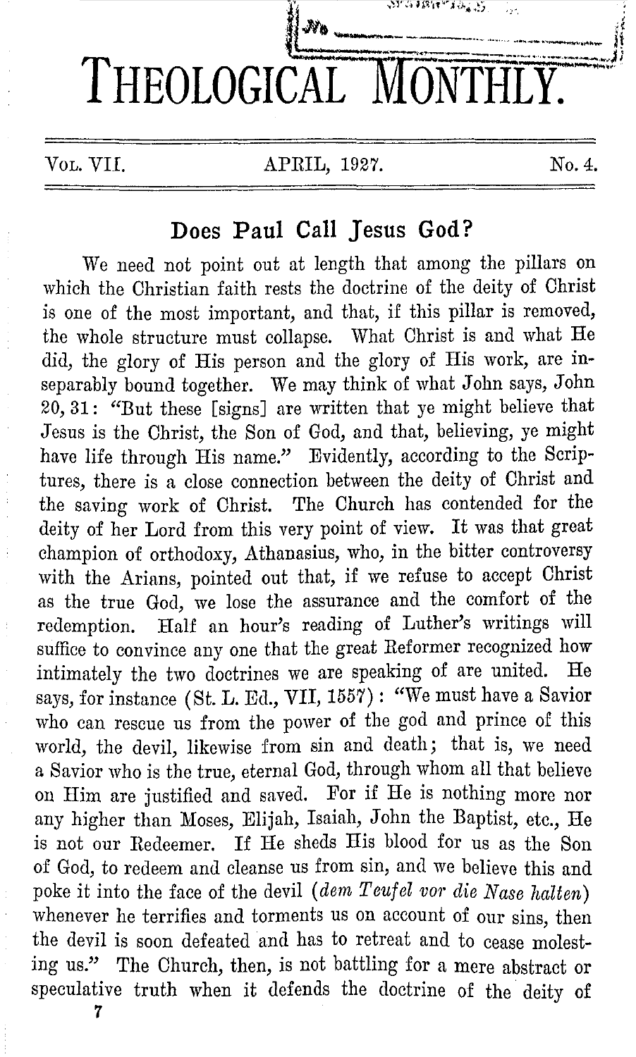# THEOLOGICAL MONTHLY.

Vol. VII. APRIL, 1927. No. 4.

## Does Paul Call Jesus God?

We need not point out at length that among the pillars on which the Christian faith rests the doctrine of the deity of Christ is one of the most important, and that, if this pillar is removed, the whole structure must collapse. What Christ is and what He did, the glory of His person and the glory of His work, are inseparably bound together. We may think of what John says, John 20, 31: "But these [signs] are written that ye might believe that Jesus is the Christ, the Son of God, and that, believing, ye might have life through His name." Evidently, according to the Scriptures, there is a close connection between the deity of Christ and the saving work of Christ. The Church has contended for the deity of her Lord from this very point of view. It was that great champion of orthodoxy, Athanasius, who, in the bitter controversy with the Arians, pointed out that, if we refuse to accept Christ as the true God, we lose the assurance and the comfort of the redemption. Half an hour's reading of Luther's writings will suffice to convince any one that the great Reformer recognized how intimately the two doctrines we are speaking of are united. He says, for instance (St. L. Ed., VII, 1557): "We must have a Savior who can rescue us from the power of the god and prince of this world, the devil, likewise from sin and death; that is, we need a Savior who is the true, eternal God, through whom all that believe on Him are justified and saved. For if He is nothing more nor any higher than Moses, Elijah, Isaiah, John the Baptist, etc., He is not our Redeemer. If He sheds His blood for us as the Son of God, to redeem and cleanse us from sin, and we believe this and poke it into the face of the devil (*dem Teufel vor die Nase halten*) whenever he terrifies and torments us on account of our sins, then the devil is soon defeated and has to retreat and to cease molesting us." The Church, then, is not battling for a mere abstract or speculative truth when it defends the doctrine of the deity of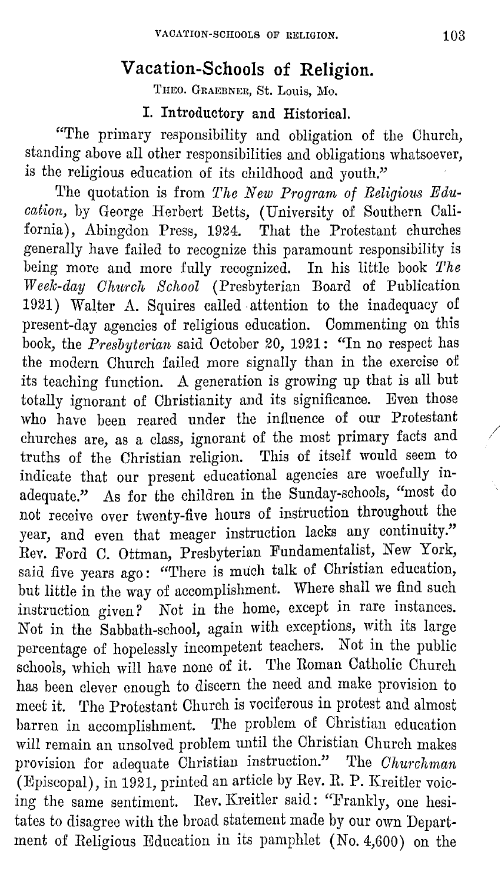# Vacation-Schools of Religion.

THEO. GRAEBNER, St. Louis, Mo.

## I. Introductory and Historical.

"The primary responsibility and obligation of the Church, standing above all other responsibilities and obligations whatsoever, is the religious education of its childhood and youth."

The quotation is from *The New Program of Religious Education*, by George Herbert Betts, (University of Southern California), Abingdon Press, 1924. That the Protestant churches generally have failed to recognize this paramount responsibility is being more and more fully recognized. In his little book *The Week-day Church School* (Presbyterian Board of Publication 1921) Walter A. Squires called attention to the inadequacy of present-day agencies of religious education. Commenting on this book, the *Presbyterian* said October 20, 1921: "In no respect has the modern Church failed more signally than in the exercise of its teaching function. A generation is growing up that is all but totally ignorant of Christianity and its significance. Even those who have been reared under the influence of our Protestant churches are, as a class, ignorant of the most primary facts and truths of the Christian religion. This of itself would seem to indicate that our present educational agencies are woefully inadequate." As for the children in the Sunday-schools, "most do not receive over twenty-five hours of instruction throughout the year, and even that meager instruction lacks any continuity." Rev. Ford C. Ottman, Presbyterian Fundamentalist, New York, said five years ago: "There is much talk of Christian education, but little in the way of accomplishment. Where shall we find such instruction given? Not in the home, except in rare instances. Not in the Sabbath-school, again with exceptions, with its large percentage of hopelessly incompetent teachers. Not in the public schools, which will have none of it. The Roman Catholic Church has been clever enough to discern the need and make provision to meet it. The Protestant Church is vociferous in protest and almost barren in accomplishment. The problem of Christian education will remain an unsolved problem until the Christian Church makes provision for adequate Christian instruction." The *Churchman* (Episcopal), in 1921, printed an article by Rev. R. P. Kreitler voicing the same sentiment. Rev. Kreitler said: "Frankly, one hesitates to disagree with the broad statement made by our own Department of Religious Education in its pamphlet (No. 4,600) on the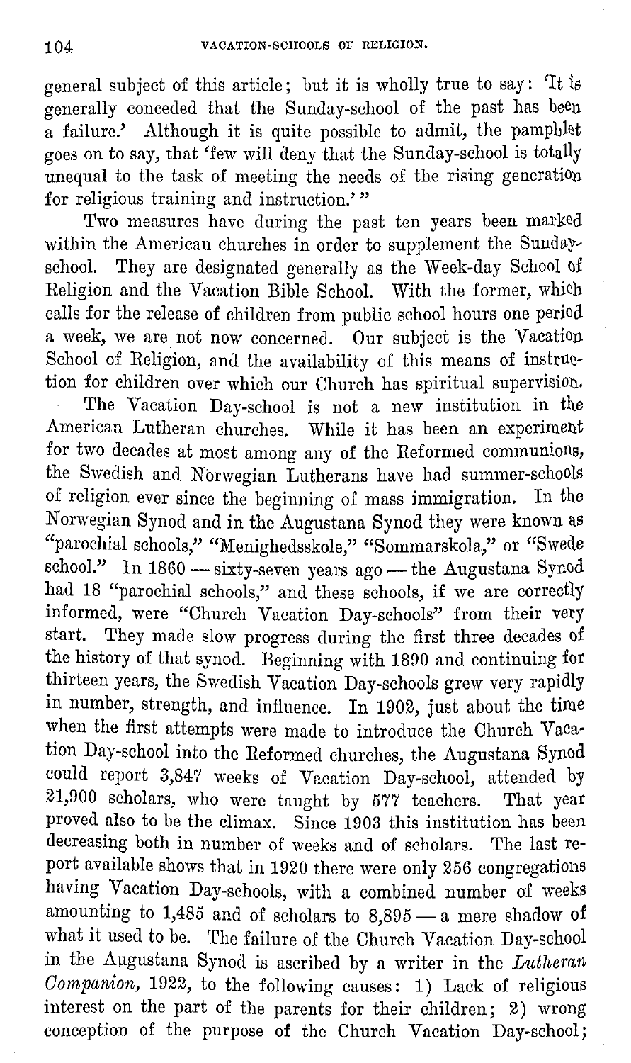general subject of this article; but it is wholly true to say: 'It is generally conceded that the Sunday-school of the past has been a failure.' Although it is quite possible to admit, the pamphlet goes on to say, that 'few will deny that the Sunday-school is totally unequal to the task of meeting the needs of the rising generation for religious training and instruction.'"

Two measures have during the past ten years been marked within the American churches in order to supplement the Sunday-school. They are designated generally as the Week-day School of Religion and the Vacation Bible School. With the former, which calls for the release of children from public school hours one period a week, we are not now concerned. Our subject is the Vacation School of Religion, and the availability of this means of instruction for children over which our Church has spiritual supervision.

The Vacation Day-school is not a new institution in the American Lutheran churches. While it has been an experiment for two decades at most among any of the Reformed communions, the Swedish and Norwegian Lutherans have had summer-schools of religion ever since the beginning of mass immigration. In the Norwegian Synod and in the Augustana Synod they were known as "parochial schools," "Menighedsskole," "Sommarskola," or "Swede school." In 1860 — sixty-seven years ago — the Augustana Synod had 18 "parochial schools," and these schools, if we are correctly informed, were "Church Vacation Day-schools" from their very start. They made slow progress during the first three decades of the history of that synod. Beginning with 1890 and continuing for thirteen years, the Swedish Vacation Day-schools grew very rapidly in number, strength, and influence. In 1902, just about the time when the first attempts were made to introduce the Church Vacation Day-school into the Reformed churches, the Augustana Synod could report 3,847 weeks of Vacation Day-school, attended by 21,900 scholars, who were taught by 577 teachers. That year proved also to be the climax. Since 1903 this institution has been decreasing both in number of weeks and of scholars. The last report available shows that in 1920 there were only 256 congregations having Vacation Day-schools, with a combined number of weeks amounting to 1,485 and of scholars to 8,895 — a mere shadow of what it used to be. The failure of the Church Vacation Day-school in the Augustana Synod is ascribed by a writer in the *Lutheran Companion*, 1922, to the following causes: 1) Lack of religious interest on the part of the parents for their children; 2) wrong conception of the purpose of the Church Vacation Day-school;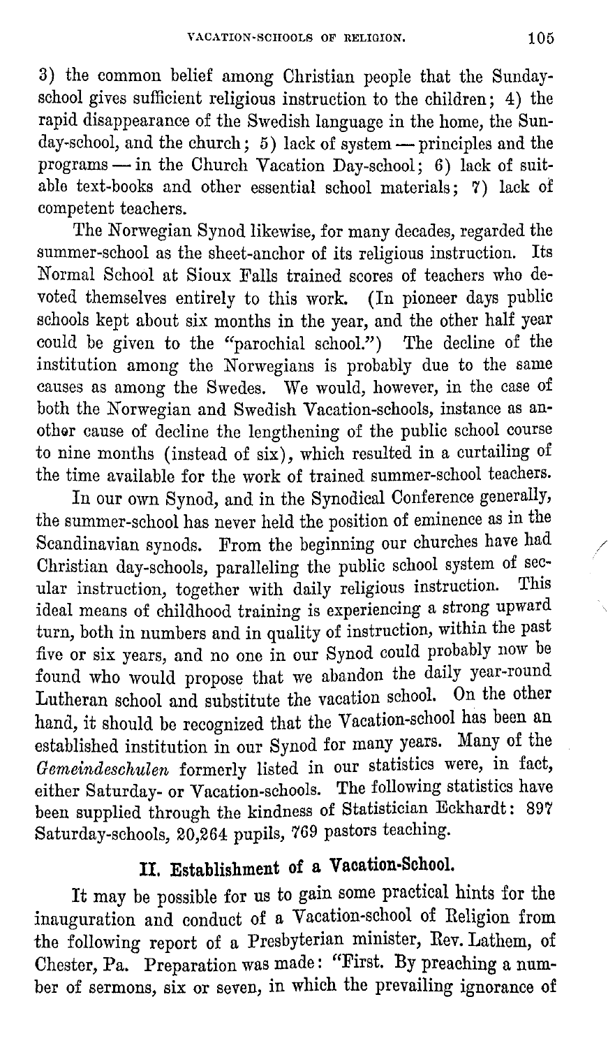3) the common belief among Christian people that the Sunday-school gives sufficient religious instruction to the children; 4) the rapid disappearance of the Swedish language in the home, the Sunday-school, and the church; 5) lack of system — principles and the programs — in the Church Vacation Day-school; 6) lack of suitable text-books and other essential school materials; 7) lack of competent teachers.

The Norwegian Synod likewise, for many decades, regarded the summer-school as the sheet-anchor of its religious instruction. Its Normal School at Sioux Falls trained scores of teachers who devoted themselves entirely to this work. (In pioneer days public schools kept about six months in the year, and the other half year could be given to the "parochial school.") The decline of the institution among the Norwegians is probably due to the same causes as among the Swedes. We would, however, in the case of both the Norwegian and Swedish Vacation-schools, instance as another cause of decline the lengthening of the public school course to nine months (instead of six), which resulted in a curtailing of the time available for the work of trained summer-school teachers.

In our own Synod, and in the Synodical Conference generally, the summer-school has never held the position of eminence as in the Scandinavian synods. From the beginning our churches have had Christian day-schools, paralleling the public school system of secular instruction, together with daily religious instruction. This ideal means of childhood training is experiencing a strong upward turn, both in numbers and in quality of instruction, within the past five or six years, and no one in our Synod could probably now be found who would propose that we abandon the daily year-round Lutheran school and substitute the vacation school. On the other hand, it should be recognized that the Vacation-school has been an established institution in our Synod for many years. Many of the *Gemeindeschulen* formerly listed in our statistics were, in fact, either Saturday- or Vacation-schools. The following statistics have been supplied through the kindness of Statistician Eckhardt: 897 Saturday-schools, 20,264 pupils, 769 pastors teaching.

## II. Establishment of a Vacation-School.

It may be possible for us to gain some practical hints for the inauguration and conduct of a Vacation-school of Religion from the following report of a Presbyterian minister, Rev. Lathem, of Chester, Pa. Preparation was made: "First. By preaching a number of sermons, six or seven, in which the prevailing ignorance of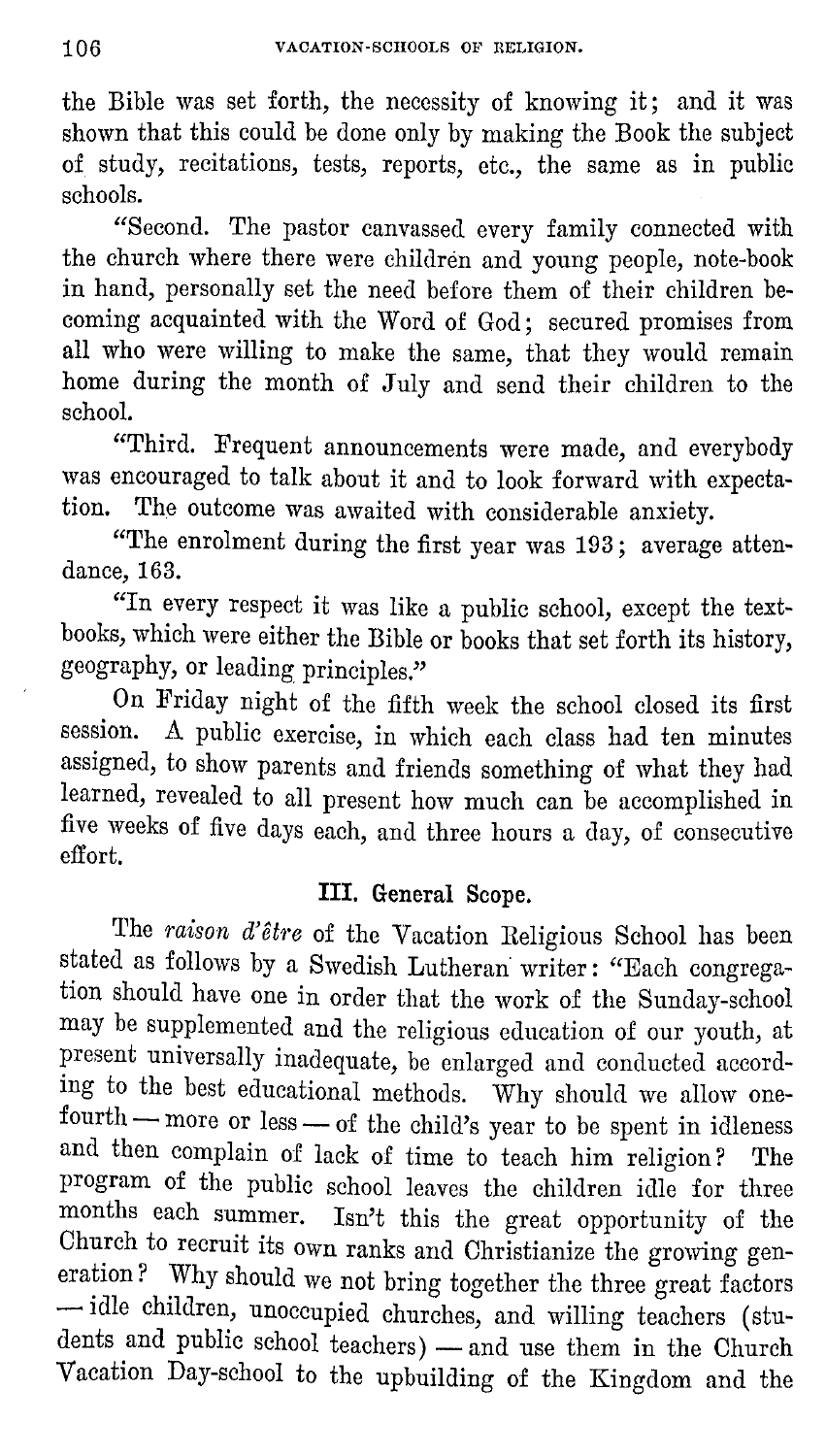the Bible was set forth, the necessity of knowing it; and it was shown that this could be done only by making the Book the subject of study, recitations, tests, reports, etc., the same as in public schools.

"Second. The pastor canvassed every family connected with the church where there were children and young people, note-book in hand, personally set the need before them of their children becoming acquainted with the Word of God; secured promises from all who were willing to make the same, that they would remain home during the month of July and send their children to the school.

"Third. Frequent announcements were made, and everybody was encouraged to talk about it and to look forward with expectation. The outcome was awaited with considerable anxiety.

"The enrolment during the first year was 193; average attendance, 163.

"In every respect it was like a public school, except the text-books, which were either the Bible or books that set forth its history, geography, or leading principles."

On Friday night of the fifth week the school closed its first session. A public exercise, in which each class had ten minutes assigned, to show parents and friends something of what they had learned, revealed to all present how much can be accomplished in five weeks of five days each, and three hours a day, of consecutive effort.

### III. General Scope.

The *raison d'être* of the Vacation Religious School has been stated as follows by a Swedish Lutheran writer: "Each congregation should have one in order that the work of the Sunday-school may be supplemented and the religious education of our youth, at present universally inadequate, be enlarged and conducted according to the best educational methods. Why should we allow one-fourth — more or less — of the child's year to be spent in idleness and then complain of lack of time to teach him religion? The program of the public school leaves the children idle for three months each summer. Isn't this the great opportunity of the Church to recruit its own ranks and Christianize the growing generation? Why should we not bring together the three great factors — idle children, unoccupied churches, and willing teachers (students and public school teachers) — and use them in the Church Vacation Day-school to the upbuilding of the Kingdom and the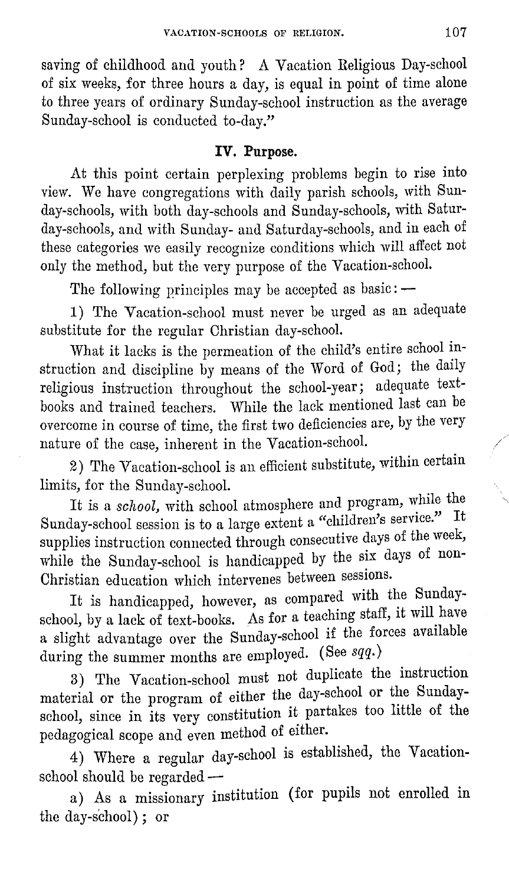saving of childhood and youth? A Vacation Religious Day-school of six weeks, for three hours a day, is equal in point of time alone to three years of ordinary Sunday-school instruction as the average Sunday-school is conducted to-day."

### IV. Purpose.

At this point certain perplexing problems begin to rise into view. We have congregations with daily parish schools, with Sunday-schools, with both day-schools and Sunday-schools, with Saturday-schools, and with Sunday- and Saturday-schools, and in each of these categories we easily recognize conditions which will affect not only the method, but the very purpose of the Vacation-school.

The following principles may be accepted as basic: —

1) The Vacation-school must never be urged as an adequate substitute for the regular Christian day-school.

What it lacks is the permeation of the child's entire school instruction and discipline by means of the Word of God; the daily religious instruction throughout the school-year; adequate textbooks and trained teachers. While the lack mentioned last can be overcome in course of time, the first two deficiencies are, by the very nature of the case, inherent in the Vacation-school.

2) The Vacation-school is an efficient substitute, within certain limits, for the Sunday-school.

It is a *school*, with school atmosphere and program, while the Sunday-school session is to a large extent a "children's service." It supplies instruction connected through consecutive days of the week, while the Sunday-school is handicapped by the six days of non-Christian education which intervenes between sessions.

It is handicapped, however, as compared with the Sunday-school, by a lack of text-books. As for a teaching staff, it will have a slight advantage over the Sunday-school if the forces available during the summer months are employed. (See *sqq.*)

3) The Vacation-school must not duplicate the instruction material or the program of either the day-school or the Sunday-school, since in its very constitution it partakes too little of the pedagogical scope and even method of either.

4) Where a regular day-school is established, the Vacation-school should be regarded —

a) As a missionary institution (for pupils not enrolled in the day-school); or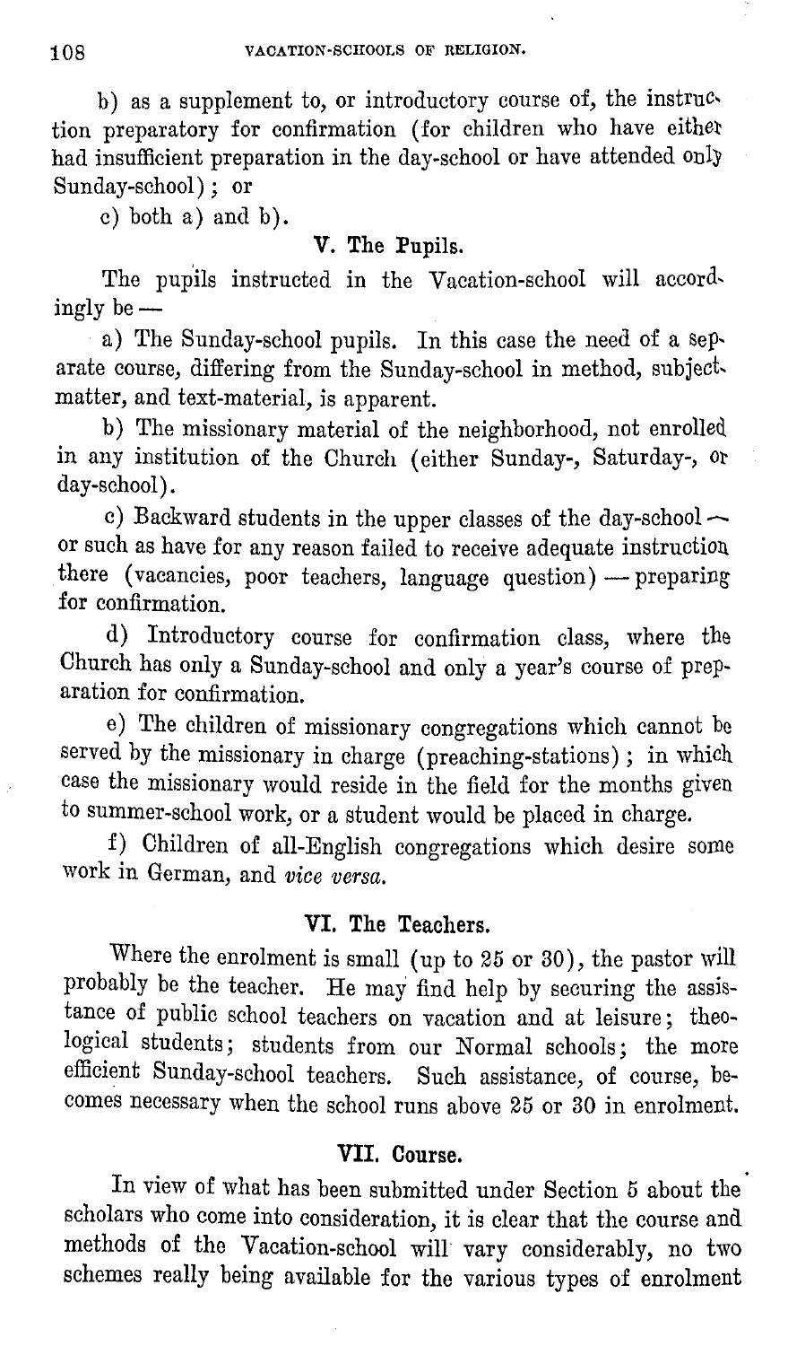b) as a supplement to, or introductory course of, the instruction preparatory for confirmation (for children who have either had insufficient preparation in the day-school or have attended only Sunday-school); or

c) both a) and b).

### V. The Pupils.

The pupils instructed in the Vacation-school will accordingly be —

a) The Sunday-school pupils. In this case the need of a separate course, differing from the Sunday-school in method, subject-matter, and text-material, is apparent.

b) The missionary material of the neighborhood, not enrolled in any institution of the Church (either Sunday-, Saturday-, or day-school).

c) Backward students in the upper classes of the day-school — or such as have for any reason failed to receive adequate instruction there (vacancies, poor teachers, language question) — preparing for confirmation.

d) Introductory course for confirmation class, where the Church has only a Sunday-school and only a year's course of preparation for confirmation.

e) The children of missionary congregations which cannot be served by the missionary in charge (preaching-stations); in which case the missionary would reside in the field for the months given to summer-school work, or a student would be placed in charge.

f) Children of all-English congregations which desire some work in German, and *vice versa*.

### VI. The Teachers.

Where the enrolment is small (up to 25 or 30), the pastor will probably be the teacher. He may find help by securing the assistance of public school teachers on vacation and at leisure; theological students; students from our Normal schools; the more efficient Sunday-school teachers. Such assistance, of course, becomes necessary when the school runs above 25 or 30 in enrolment.

### VII. Course.

In view of what has been submitted under Section 5 about the scholars who come into consideration, it is clear that the course and methods of the Vacation-school will vary considerably, no two schemes really being available for the various types of enrolment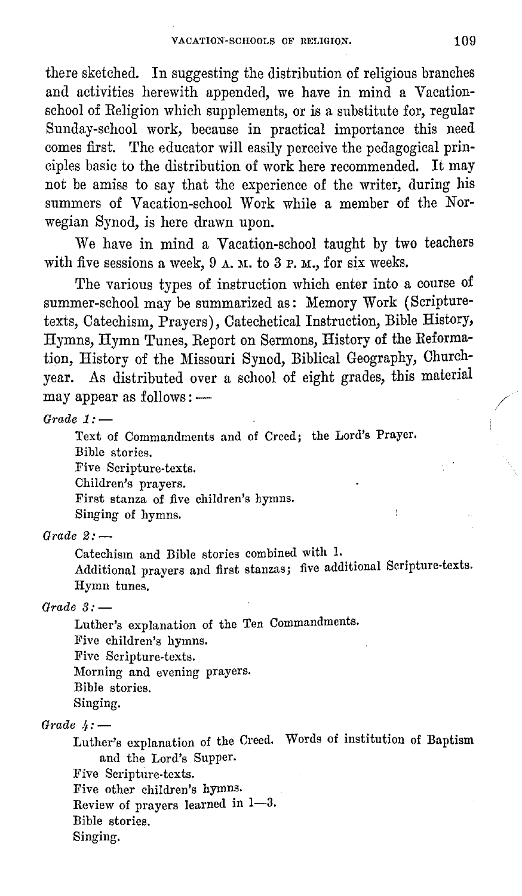there sketched. In suggesting the distribution of religious branches and activities herewith appended, we have in mind a Vacation-school of Religion which supplements, or is a substitute for, regular Sunday-school work, because in practical importance this need comes first. The educator will easily perceive the pedagogical principles basic to the distribution of work here recommended. It may not be amiss to say that the experience of the writer, during his summers of Vacation-school Work while a member of the Norwegian Synod, is here drawn upon.

We have in mind a Vacation-school taught by two teachers with five sessions a week, 9 A. M. to 3 P. M., for six weeks.

The various types of instruction which enter into a course of summer-school may be summarized as: Memory Work (Scripture-texts, Catechism, Prayers), Catechetical Instruction, Bible History, Hymns, Hymn Tunes, Report on Sermons, History of the Reformation, History of the Missouri Synod, Biblical Geography, Church-year. As distributed over a school of eight grades, this material may appear as follows: —

*Grade 1:* —

Text of Commandments and of Creed; the Lord's Prayer.
Bible stories.
Five Scripture-texts.
Children's prayers.
First stanza of five children's hymns.
Singing of hymns.

*Grade 2:* —

Catechism and Bible stories combined with 1.
Additional prayers and first stanzas; five additional Scripture-texts.
Hymn tunes.

*Grade 3:* —

Luther's explanation of the Ten Commandments.
Five children's hymns.
Five Scripture-texts.
Morning and evening prayers.
Bible stories.
Singing.

*Grade 4:* —

Luther's explanation of the Creed. Words of institution of Baptism and the Lord's Supper.
Five Scripture-texts.
Five other children's hymns.
Review of prayers learned in 1—3.
Bible stories.
Singing.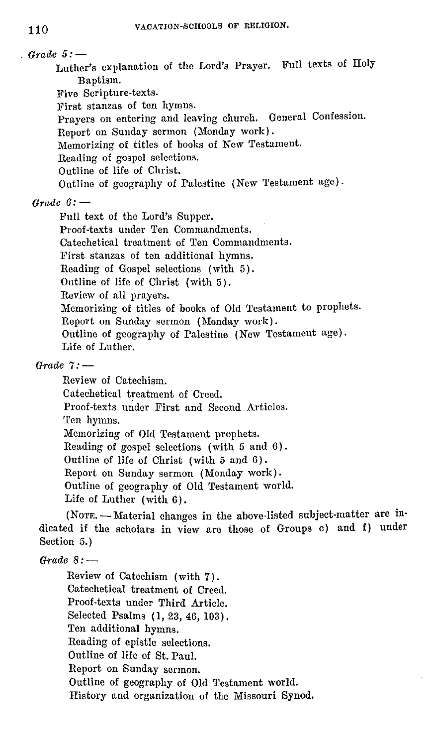*Grade 5:* —

- Luther's explanation of the Lord's Prayer. Full texts of Holy Baptism.
- Five Scripture-texts.
- First stanzas of ten hymns.
- Prayers on entering and leaving church. General Confession.
- Report on Sunday sermon (Monday work).
- Memorizing of titles of books of New Testament.
- Reading of gospel selections.
- Outline of life of Christ.
- Outline of geography of Palestine (New Testament age).

*Grade 6:* —

- Full text of the Lord's Supper.
- Proof-texts under Ten Commandments.
- Catechetical treatment of Ten Commandments.
- First stanzas of ten additional hymns.
- Reading of Gospel selections (with 5).
- Outline of life of Christ (with 5).
- Review of all prayers.
- Memorizing of titles of books of Old Testament to prophets.
- Report on Sunday sermon (Monday work).
- Outline of geography of Palestine (New Testament age).
- Life of Luther.

*Grade 7:* —

- Review of Catechism.
- Catechetical treatment of Creed.
- Proof-texts under First and Second Articles.
- Ten hymns.
- Memorizing of Old Testament prophets.
- Reading of gospel selections (with 5 and 6).
- Outline of life of Christ (with 5 and 6).
- Report on Sunday sermon (Monday work).
- Outline of geography of Old Testament world.
- Life of Luther (with 6).

(NOTE. — Material changes in the above-listed subject-matter are indicated if the scholars in view are those of Groups c) and f) under Section 5.)

*Grade 8:* —

- Review of Catechism (with 7).
- Catechetical treatment of Creed.
- Proof-texts under Third Article.
- Selected Psalms (1, 23, 46, 103).
- Ten additional hymns.
- Reading of epistle selections.
- Outline of life of St. Paul.
- Report on Sunday sermon.
- Outline of geography of Old Testament world.
- History and organization of the Missouri Synod.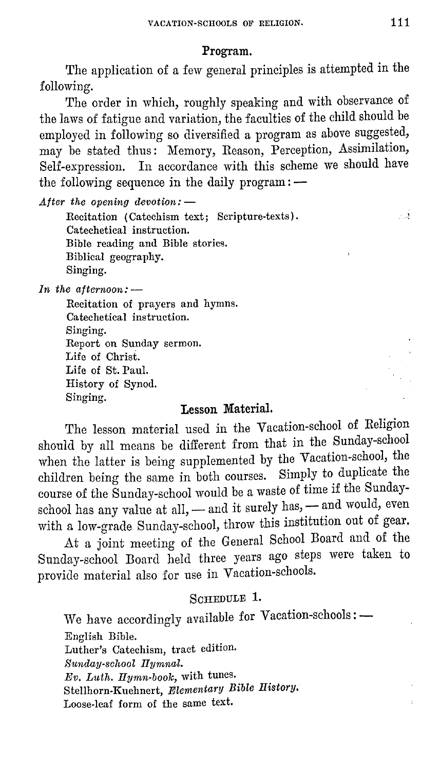## Program.

The application of a few general principles is attempted in the following.

The order in which, roughly speaking and with observance of the laws of fatigue and variation, the faculties of the child should be employed in following so diversified a program as above suggested, may be stated thus: Memory, Reason, Perception, Assimilation, Self-expression. In accordance with this scheme we should have the following sequence in the daily program: —

*After the opening devotion:* —

- Recitation (Catechism text; Scripture-texts).
- Catechetical instruction.
- Bible reading and Bible stories.
- Biblical geography.
- Singing.

*In the afternoon:* —

- Recitation of prayers and hymns.
- Catechetical instruction.
- Singing.
- Report on Sunday sermon.
- Life of Christ.
- Life of St. Paul.
- History of Synod.
- Singing.

## Lesson Material.

The lesson material used in the Vacation-school of Religion should by all means be different from that in the Sunday-school when the latter is being supplemented by the Vacation-school, the children being the same in both courses. Simply to duplicate the course of the Sunday-school would be a waste of time if the Sunday-school has any value at all, — and it surely has, — and would, even with a low-grade Sunday-school, throw this institution out of gear.

At a joint meeting of the General School Board and of the Sunday-school Board held three years ago steps were taken to provide material also for use in Vacation-schools.

### Schedule 1.

We have accordingly available for Vacation-schools: —

- English Bible.
- Luther's Catechism, tract edition.
- *Sunday-school Hymnal.*
- *Ev. Luth. Hymn-book,* with tunes.
- Stellhorn-Kuehnert, *Elementary Bible History.*
- Loose-leaf form of the same text.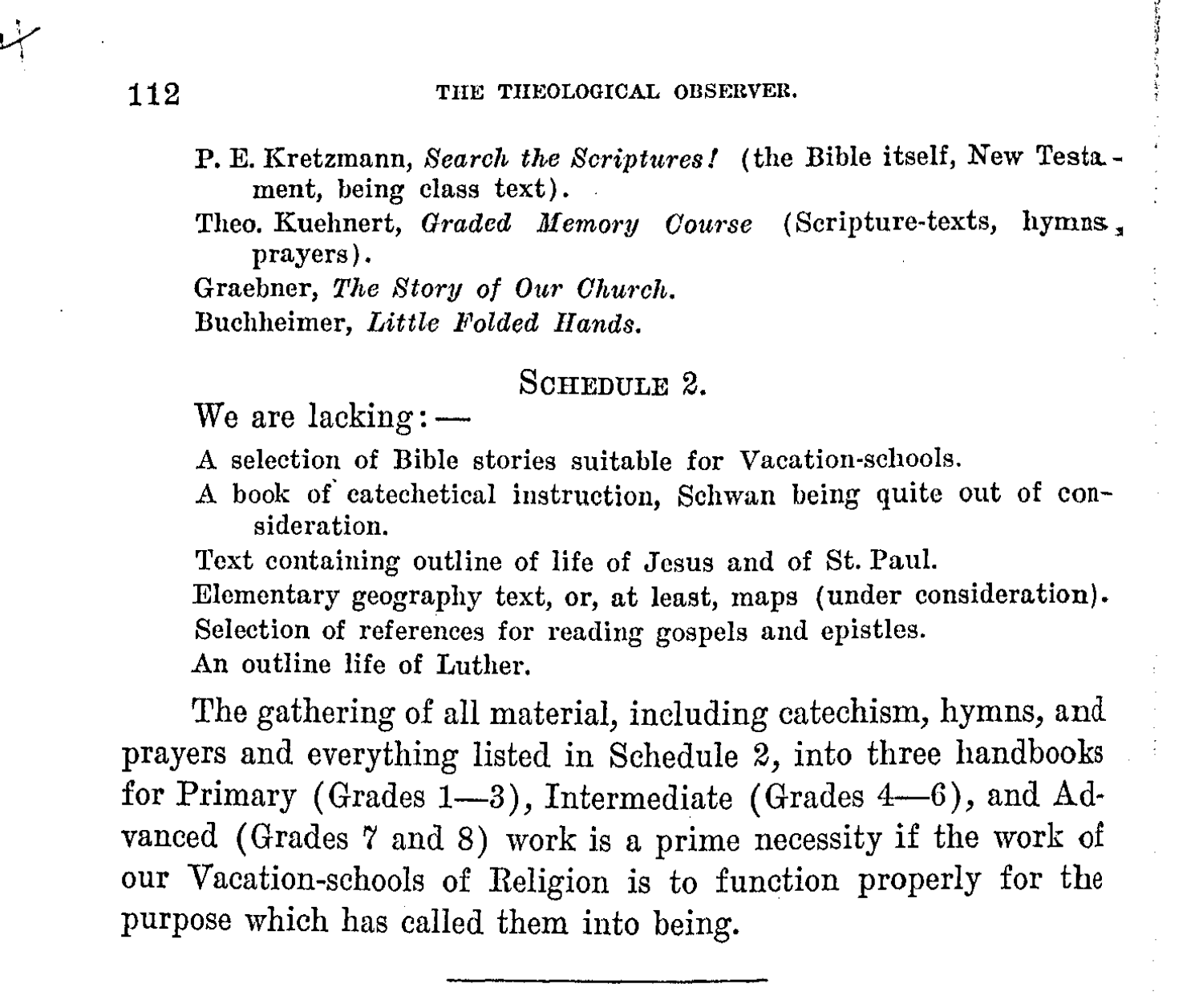P. E. Kretzmann, *Search the Scriptures!* (the Bible itself, New Testament, being class text).
Theo. Kuehnert, *Graded Memory Course* (Scripture-texts, hymns, prayers).
Graebner, *The Story of Our Church.*
Buchheimer, *Little Folded Hands.*

### Schedule 2.

We are lacking: —

A selection of Bible stories suitable for Vacation-schools.
A book of catechetical instruction, Schwan being quite out of consideration.
Text containing outline of life of Jesus and of St. Paul.
Elementary geography text, or, at least, maps (under consideration).
Selection of references for reading gospels and epistles.
An outline life of Luther.

The gathering of all material, including catechism, hymns, and prayers and everything listed in Schedule 2, into three handbooks for Primary (Grades 1—3), Intermediate (Grades 4—6), and Advanced (Grades 7 and 8) work is a prime necessity if the work of our Vacation-schools of Religion is to function properly for the purpose which has called them into being.

---